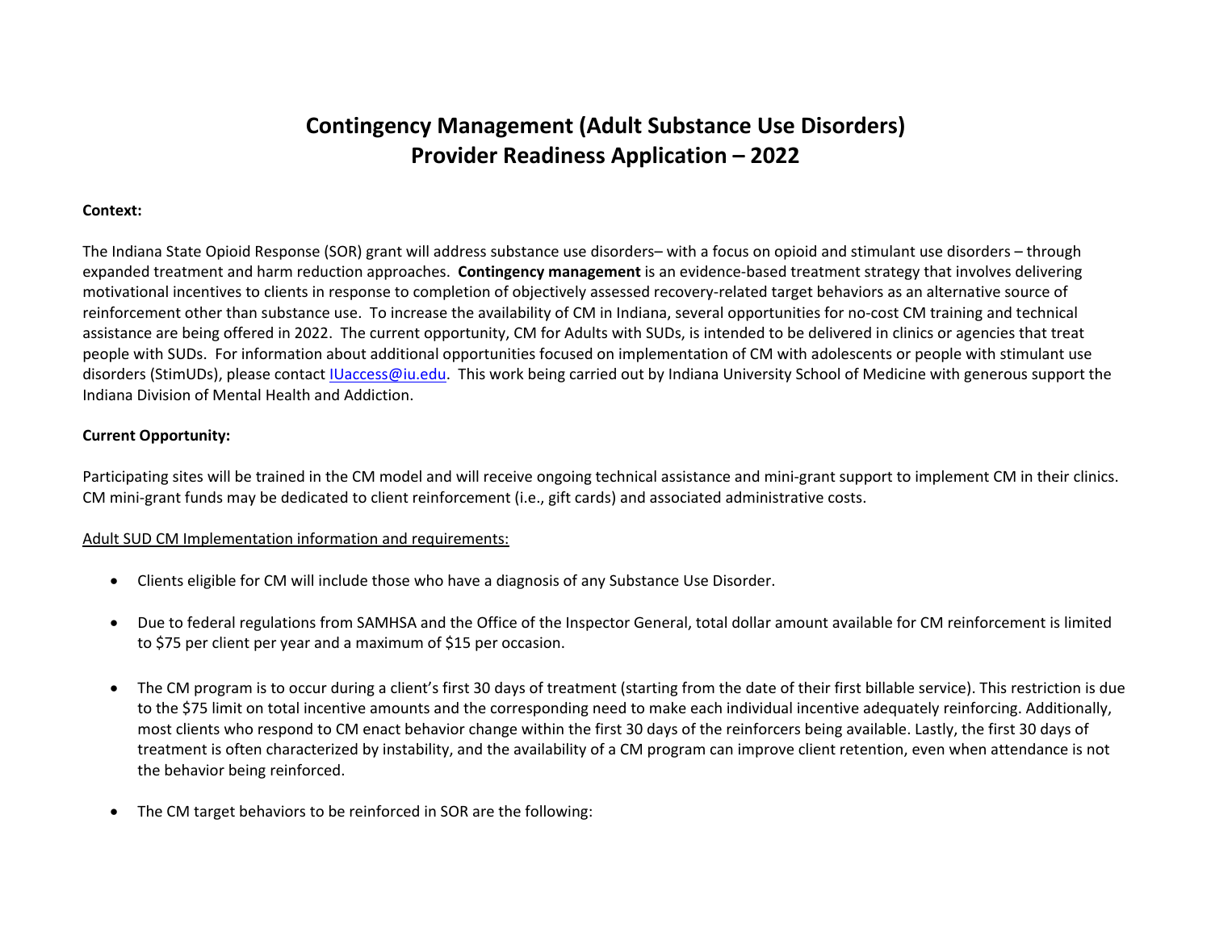# Contingency Management (Adult Substance Use Disorders)
# Provider Readiness Application – 2022

**Context:**

The Indiana State Opioid Response (SOR) grant will address substance use disorders– with a focus on opioid and stimulant use disorders – through expanded treatment and harm reduction approaches. **Contingency management** is an evidence-based treatment strategy that involves delivering motivational incentives to clients in response to completion of objectively assessed recovery-related target behaviors as an alternative source of reinforcement other than substance use. To increase the availability of CM in Indiana, several opportunities for no-cost CM training and technical assistance are being offered in 2022. The current opportunity, CM for Adults with SUDs, is intended to be delivered in clinics or agencies that treat people with SUDs. For information about additional opportunities focused on implementation of CM with adolescents or people with stimulant use disorders (StimUDs), please contact IUaccess@iu.edu. This work being carried out by Indiana University School of Medicine with generous support the Indiana Division of Mental Health and Addiction.

**Current Opportunity:**

Participating sites will be trained in the CM model and will receive ongoing technical assistance and mini-grant support to implement CM in their clinics. CM mini-grant funds may be dedicated to client reinforcement (i.e., gift cards) and associated administrative costs.

<u>Adult SUD CM Implementation information and requirements:</u>

- Clients eligible for CM will include those who have a diagnosis of any Substance Use Disorder.
- Due to federal regulations from SAMHSA and the Office of the Inspector General, total dollar amount available for CM reinforcement is limited to $75 per client per year and a maximum of $15 per occasion.
- The CM program is to occur during a client's first 30 days of treatment (starting from the date of their first billable service). This restriction is due to the $75 limit on total incentive amounts and the corresponding need to make each individual incentive adequately reinforcing. Additionally, most clients who respond to CM enact behavior change within the first 30 days of the reinforcers being available. Lastly, the first 30 days of treatment is often characterized by instability, and the availability of a CM program can improve client retention, even when attendance is not the behavior being reinforced.
- The CM target behaviors to be reinforced in SOR are the following: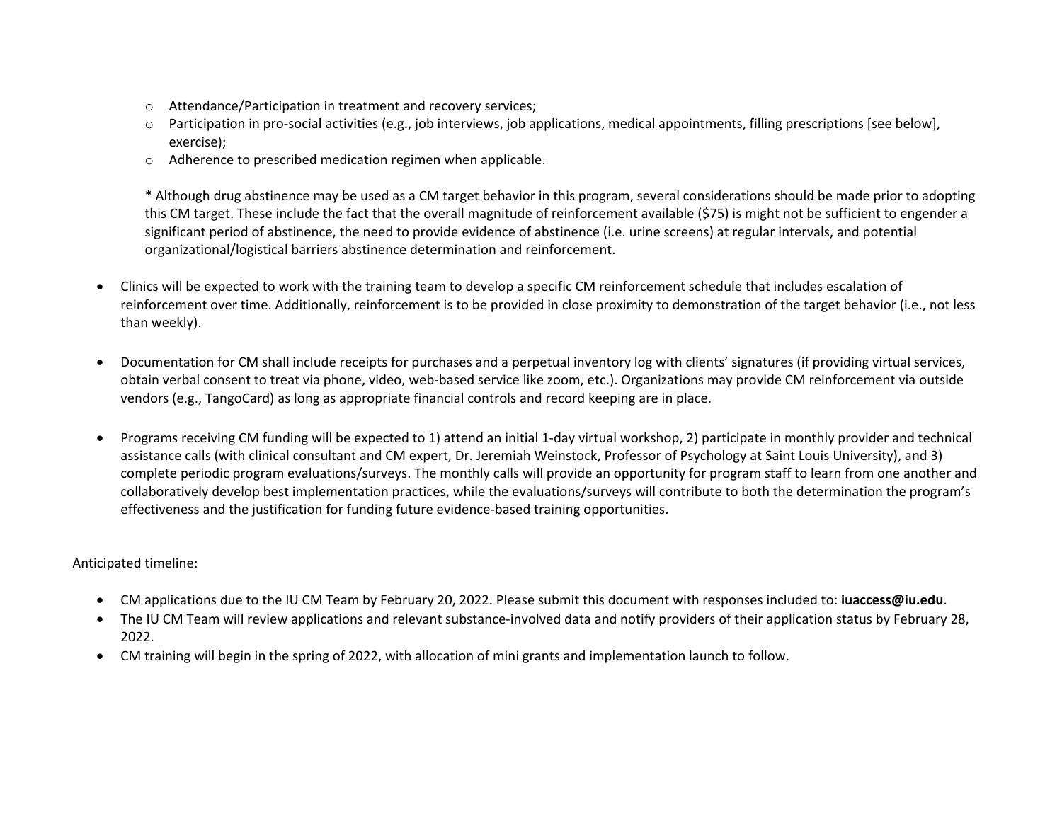- Attendance/Participation in treatment and recovery services;
    - Participation in pro-social activities (e.g., job interviews, job applications, medical appointments, filling prescriptions [see below], exercise);
    - Adherence to prescribed medication regimen when applicable.

  * Although drug abstinence may be used as a CM target behavior in this program, several considerations should be made prior to adopting this CM target. These include the fact that the overall magnitude of reinforcement available ($75) is might not be sufficient to engender a significant period of abstinence, the need to provide evidence of abstinence (i.e. urine screens) at regular intervals, and potential organizational/logistical barriers abstinence determination and reinforcement.

- Clinics will be expected to work with the training team to develop a specific CM reinforcement schedule that includes escalation of reinforcement over time. Additionally, reinforcement is to be provided in close proximity to demonstration of the target behavior (i.e., not less than weekly).

- Documentation for CM shall include receipts for purchases and a perpetual inventory log with clients' signatures (if providing virtual services, obtain verbal consent to treat via phone, video, web-based service like zoom, etc.). Organizations may provide CM reinforcement via outside vendors (e.g., TangoCard) as long as appropriate financial controls and record keeping are in place.

- Programs receiving CM funding will be expected to 1) attend an initial 1-day virtual workshop, 2) participate in monthly provider and technical assistance calls (with clinical consultant and CM expert, Dr. Jeremiah Weinstock, Professor of Psychology at Saint Louis University), and 3) complete periodic program evaluations/surveys. The monthly calls will provide an opportunity for program staff to learn from one another and collaboratively develop best implementation practices, while the evaluations/surveys will contribute to both the determination the program's effectiveness and the justification for funding future evidence-based training opportunities.

Anticipated timeline:

- CM applications due to the IU CM Team by February 20, 2022. Please submit this document with responses included to: **iuaccess@iu.edu**.
- The IU CM Team will review applications and relevant substance-involved data and notify providers of their application status by February 28, 2022.
- CM training will begin in the spring of 2022, with allocation of mini grants and implementation launch to follow.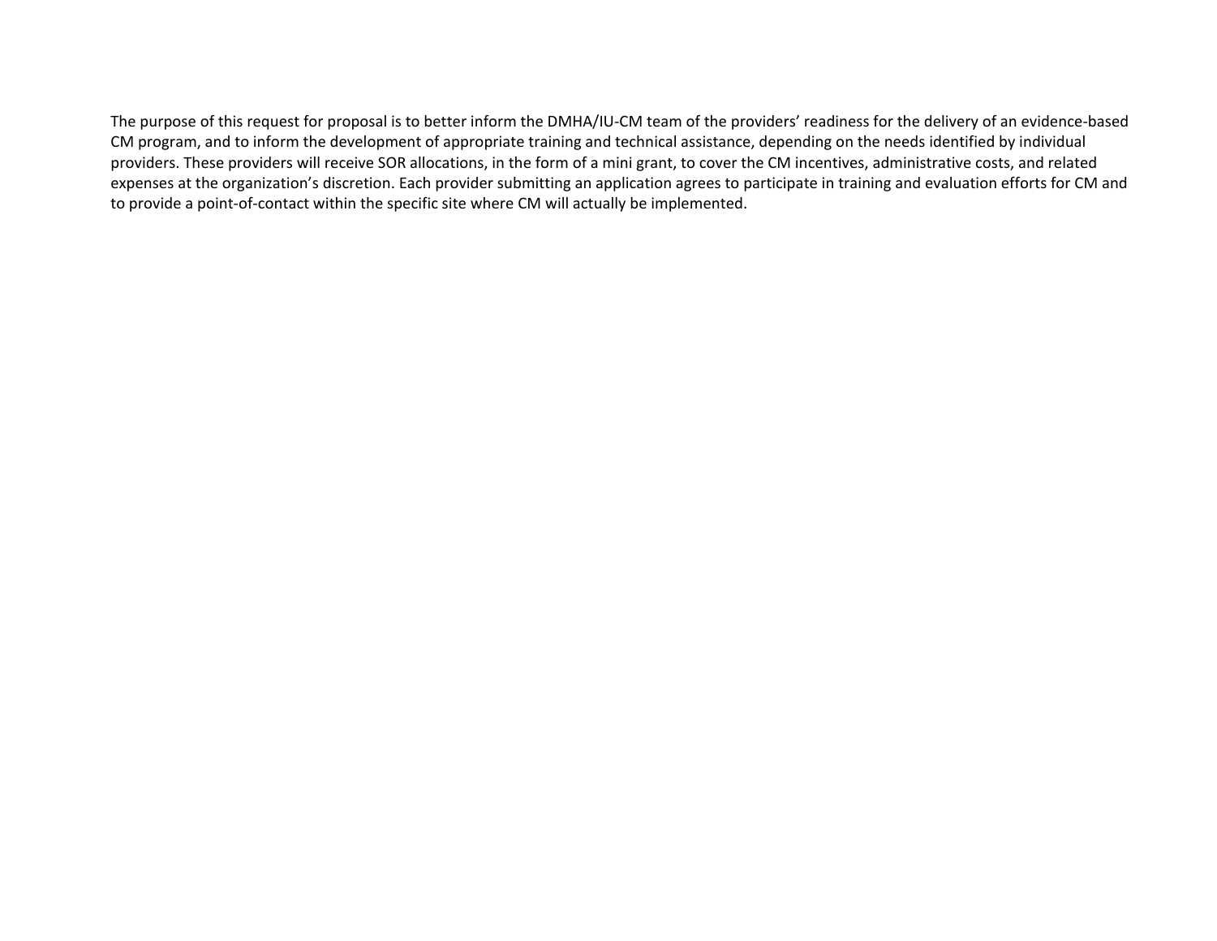The purpose of this request for proposal is to better inform the DMHA/IU-CM team of the providers' readiness for the delivery of an evidence-based CM program, and to inform the development of appropriate training and technical assistance, depending on the needs identified by individual providers. These providers will receive SOR allocations, in the form of a mini grant, to cover the CM incentives, administrative costs, and related expenses at the organization's discretion. Each provider submitting an application agrees to participate in training and evaluation efforts for CM and to provide a point-of-contact within the specific site where CM will actually be implemented.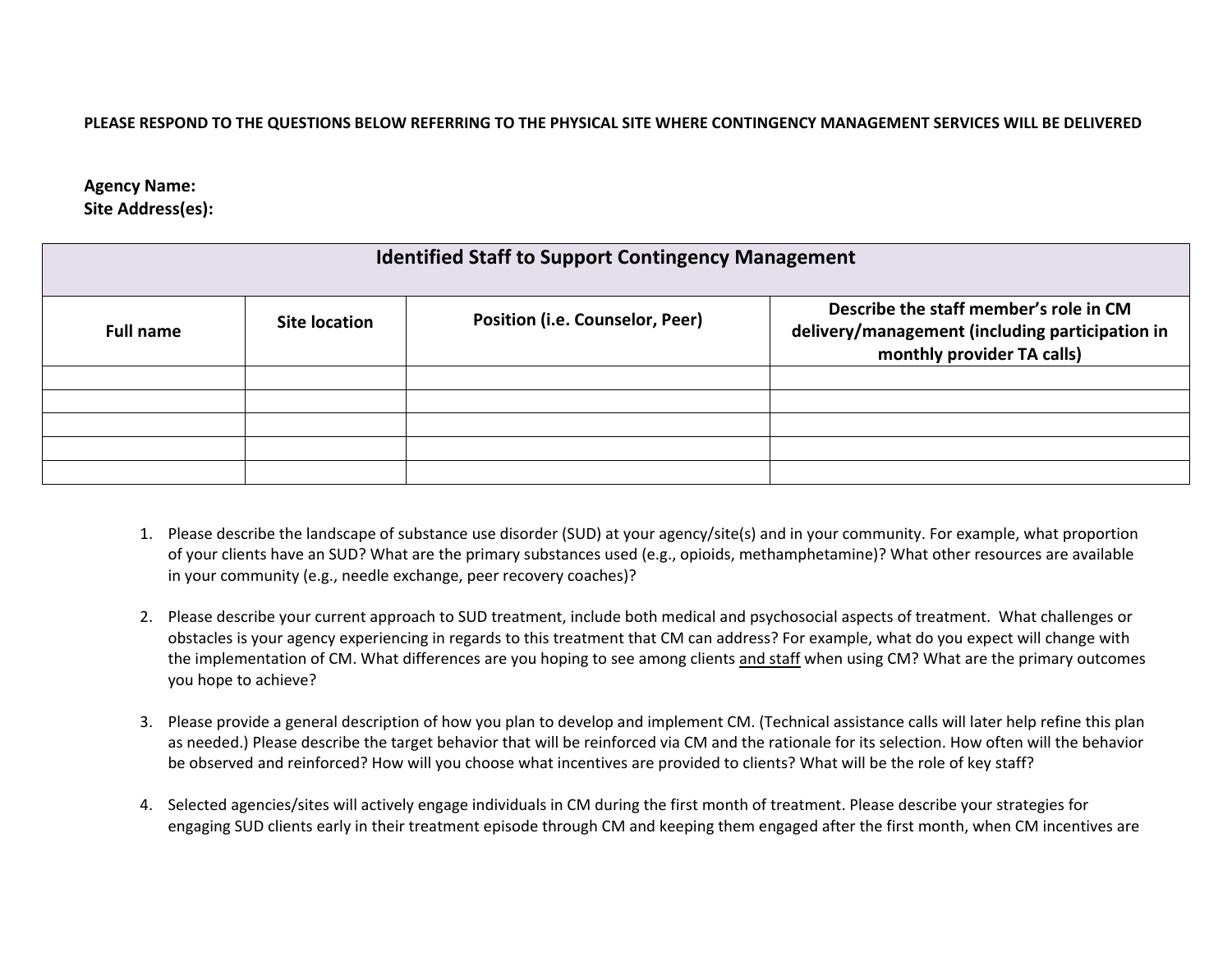**PLEASE RESPOND TO THE QUESTIONS BELOW REFERRING TO THE PHYSICAL SITE WHERE CONTINGENCY MANAGEMENT SERVICES WILL BE DELIVERED**

**Agency Name:**
**Site Address(es):**

| Identified Staff to Support Contingency Management | | | |
|---|---|---|---|
| **Full name** | **Site location** | **Position (i.e. Counselor, Peer)** | **Describe the staff member's role in CM delivery/management (including participation in monthly provider TA calls)** |
| | | | |
| | | | |
| | | | |
| | | | |
| | | | |

1. Please describe the landscape of substance use disorder (SUD) at your agency/site(s) and in your community. For example, what proportion of your clients have an SUD? What are the primary substances used (e.g., opioids, methamphetamine)? What other resources are available in your community (e.g., needle exchange, peer recovery coaches)?

2. Please describe your current approach to SUD treatment, include both medical and psychosocial aspects of treatment. What challenges or obstacles is your agency experiencing in regards to this treatment that CM can address? For example, what do you expect will change with the implementation of CM. What differences are you hoping to see among clients <u>and staff</u> when using CM? What are the primary outcomes you hope to achieve?

3. Please provide a general description of how you plan to develop and implement CM. (Technical assistance calls will later help refine this plan as needed.) Please describe the target behavior that will be reinforced via CM and the rationale for its selection. How often will the behavior be observed and reinforced? How will you choose what incentives are provided to clients? What will be the role of key staff?

4. Selected agencies/sites will actively engage individuals in CM during the first month of treatment. Please describe your strategies for engaging SUD clients early in their treatment episode through CM and keeping them engaged after the first month, when CM incentives are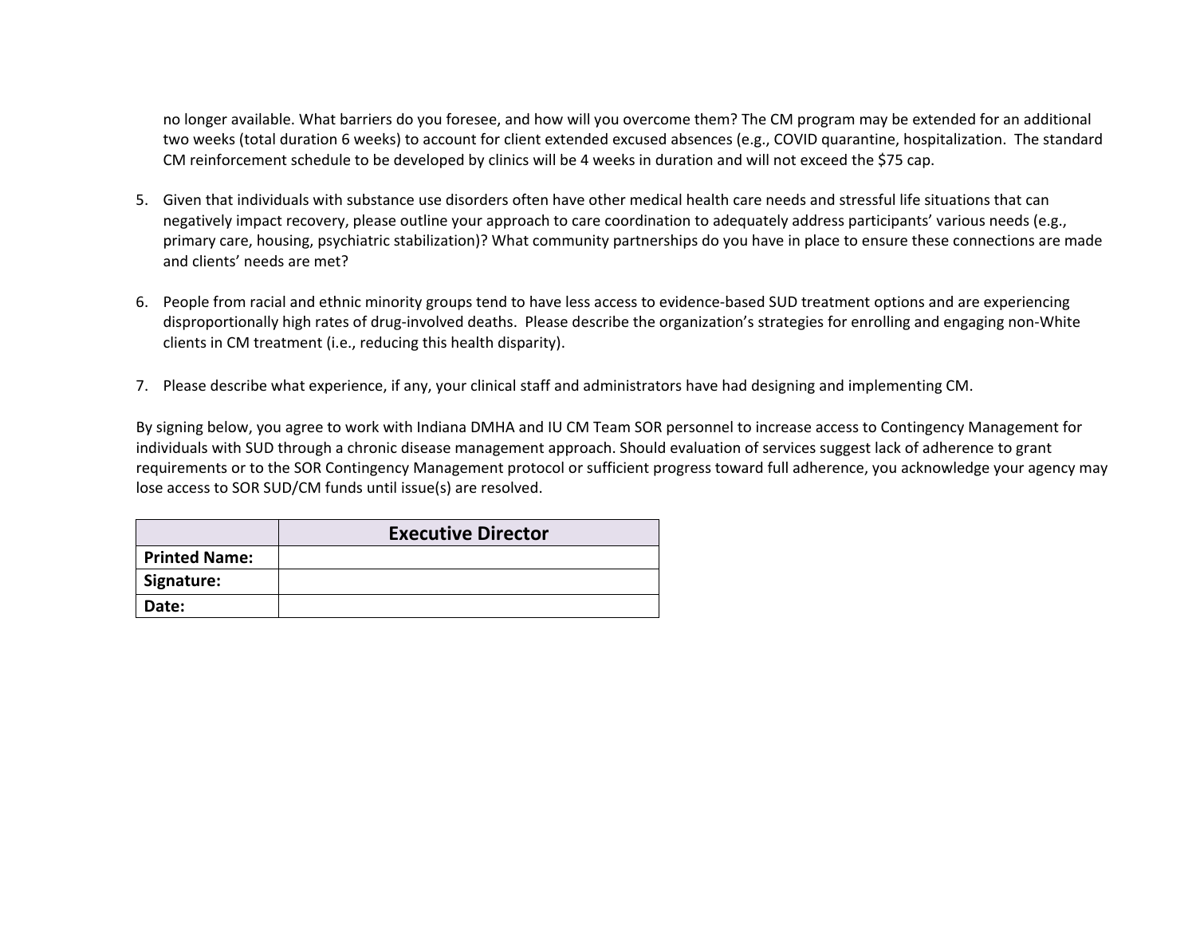no longer available. What barriers do you foresee, and how will you overcome them? The CM program may be extended for an additional two weeks (total duration 6 weeks) to account for client extended excused absences (e.g., COVID quarantine, hospitalization. The standard CM reinforcement schedule to be developed by clinics will be 4 weeks in duration and will not exceed the $75 cap.

5. Given that individuals with substance use disorders often have other medical health care needs and stressful life situations that can negatively impact recovery, please outline your approach to care coordination to adequately address participants' various needs (e.g., primary care, housing, psychiatric stabilization)? What community partnerships do you have in place to ensure these connections are made and clients' needs are met?

6. People from racial and ethnic minority groups tend to have less access to evidence-based SUD treatment options and are experiencing disproportionally high rates of drug-involved deaths. Please describe the organization's strategies for enrolling and engaging non-White clients in CM treatment (i.e., reducing this health disparity).

7. Please describe what experience, if any, your clinical staff and administrators have had designing and implementing CM.

By signing below, you agree to work with Indiana DMHA and IU CM Team SOR personnel to increase access to Contingency Management for individuals with SUD through a chronic disease management approach. Should evaluation of services suggest lack of adherence to grant requirements or to the SOR Contingency Management protocol or sufficient progress toward full adherence, you acknowledge your agency may lose access to SOR SUD/CM funds until issue(s) are resolved.

| | **Executive Director** |
|---|---|
| **Printed Name:** | |
| **Signature:** | |
| **Date:** | |